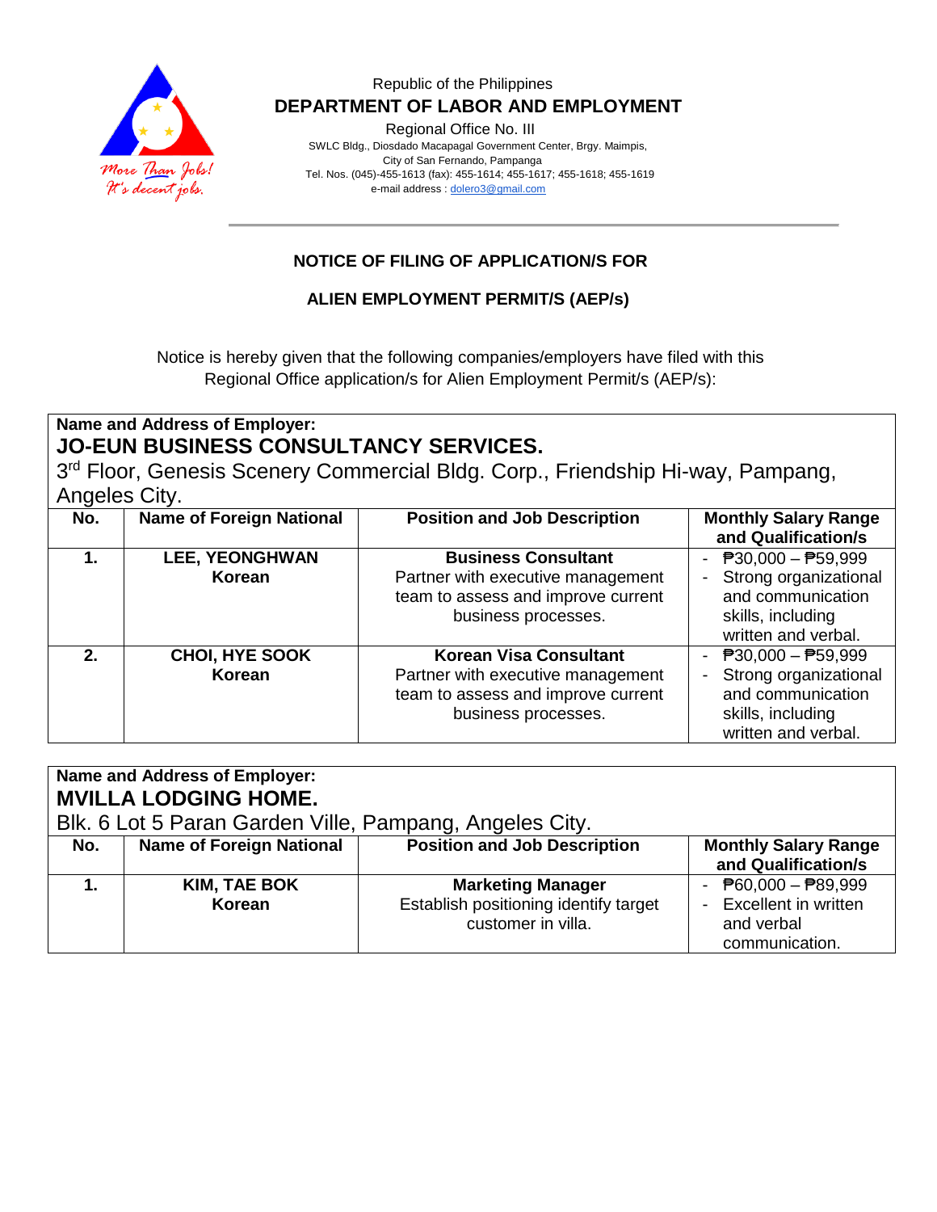Republic of the Philippines

**DEPARTMENT OF LABOR AND EMPLOYMENT**

Regional Office No. III

SWLC Bldg., Diosdado Macapagal Government Center, Brgy. Maimpis, City of San Fernando, Pampanga

Tel. Nos. (045)-455-1613 (fax): 455-1614; 455-1617; 455-1618; 455-1619

e-mail address : dolero3@gmail.com

## NOTICE OF FILING OF APPLICATION/S FOR ALIEN EMPLOYMENT PERMIT/S (AEP/s)

Notice is hereby given that the following companies/employers have filed with this Regional Office application/s for Alien Employment Permit/s (AEP/s):

**Name and Address of Employer:**
**JO-EUN BUSINESS CONSULTANCY SERVICES.**
3rd Floor, Genesis Scenery Commercial Bldg. Corp., Friendship Hi-way, Pampang, Angeles City.

| No. | Name of Foreign National | Position and Job Description | Monthly Salary Range and Qualification/s |
|---|---|---|---|
| **1.** | **LEE, YEONGHWAN** **Korean** | **Business Consultant** Partner with executive management team to assess and improve current business processes. | - ₱30,000 – ₱59,999 - Strong organizational and communication skills, including written and verbal. |
| **2.** | **CHOI, HYE SOOK** **Korean** | **Korean Visa Consultant** Partner with executive management team to assess and improve current business processes. | - ₱30,000 – ₱59,999 - Strong organizational and communication skills, including written and verbal. |

**Name and Address of Employer:**
**MVILLA LODGING HOME.**
Blk. 6 Lot 5 Paran Garden Ville, Pampang, Angeles City.

| No. | Name of Foreign National | Position and Job Description | Monthly Salary Range and Qualification/s |
|---|---|---|---|
| **1.** | **KIM, TAE BOK** **Korean** | **Marketing Manager** Establish positioning identify target customer in villa. | - ₱60,000 – ₱89,999 - Excellent in written and verbal communication. |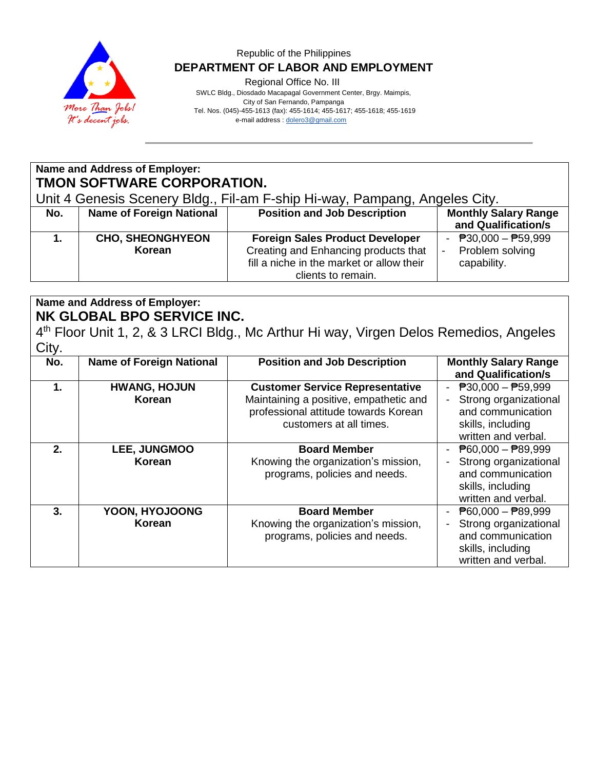Republic of the Philippines

**DEPARTMENT OF LABOR AND EMPLOYMENT**

Regional Office No. III

SWLC Bldg., Diosdado Macapagal Government Center, Brgy. Maimpis,
City of San Fernando, Pampanga
Tel. Nos. (045)-455-1613 (fax): 455-1614; 455-1617; 455-1618; 455-1619
e-mail address : dolero3@gmail.com

More Than Jobs! It's decent jobs.

---

**Name and Address of Employer:**

**TMON SOFTWARE CORPORATION.**

Unit 4 Genesis Scenery Bldg., Fil-am F-ship Hi-way, Pampang, Angeles City.

| No. | Name of Foreign National | Position and Job Description | Monthly Salary Range and Qualification/s |
|---|---|---|---|
| **1.** | **CHO, SHEONGHYEON** **Korean** | **Foreign Sales Product Developer** Creating and Enhancing products that fill a niche in the market or allow their clients to remain. | - ₱30,000 – ₱59,999 - Problem solving capability. |

**Name and Address of Employer:**

**NK GLOBAL BPO SERVICE INC.**

4th Floor Unit 1, 2, & 3 LRCI Bldg., Mc Arthur Hi way, Virgen Delos Remedios, Angeles City.

| No. | Name of Foreign National | Position and Job Description | Monthly Salary Range and Qualification/s |
|---|---|---|---|
| **1.** | **HWANG, HOJUN** **Korean** | **Customer Service Representative** Maintaining a positive, empathetic and professional attitude towards Korean customers at all times. | - ₱30,000 – ₱59,999 - Strong organizational and communication skills, including written and verbal. |
| **2.** | **LEE, JUNGMOO** **Korean** | **Board Member** Knowing the organization's mission, programs, policies and needs. | - ₱60,000 – ₱89,999 - Strong organizational and communication skills, including written and verbal. |
| **3.** | **YOON, HYOJOONG** **Korean** | **Board Member** Knowing the organization's mission, programs, policies and needs. | - ₱60,000 – ₱89,999 - Strong organizational and communication skills, including written and verbal. |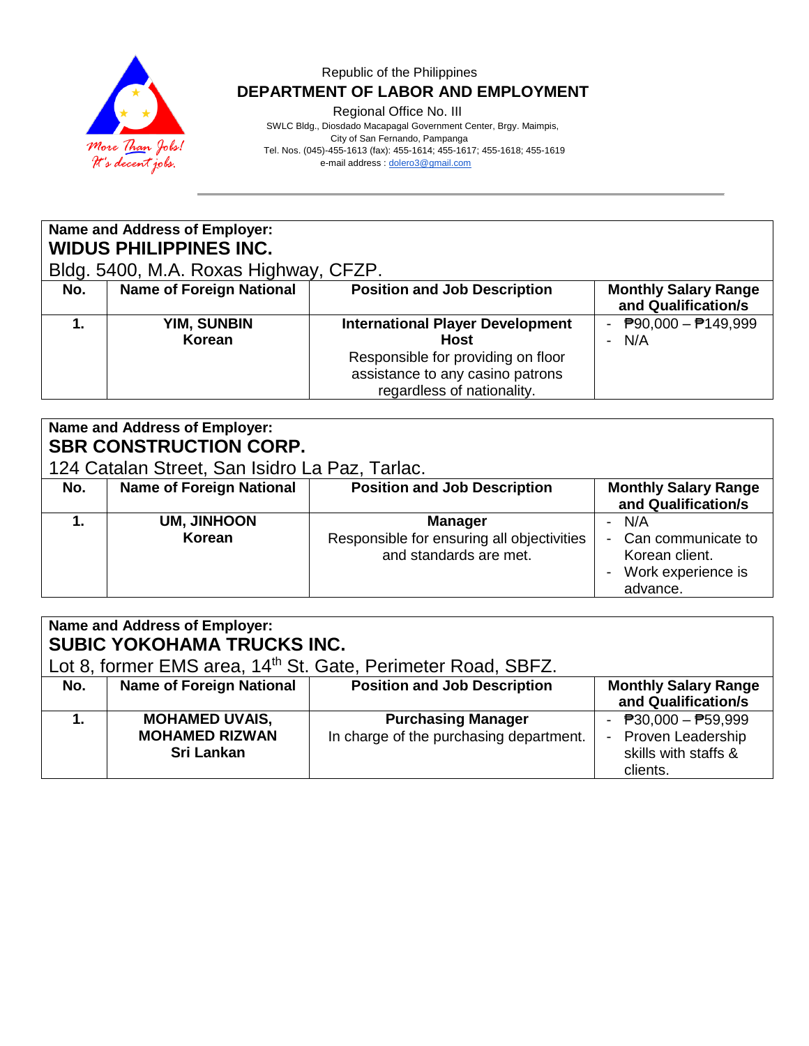Republic of the Philippines
**DEPARTMENT OF LABOR AND EMPLOYMENT**
Regional Office No. III
SWLC Bldg., Diosdado Macapagal Government Center, Brgy. Maimpis,
City of San Fernando, Pampanga
Tel. Nos. (045)-455-1613 (fax): 455-1614; 455-1617; 455-1618; 455-1619
e-mail address : dolero3@gmail.com

**Name and Address of Employer:**
**WIDUS PHILIPPINES INC.**
Bldg. 5400, M.A. Roxas Highway, CFZP.

| No. | Name of Foreign National | Position and Job Description | Monthly Salary Range and Qualification/s |
|---|---|---|---|
| **1.** | **YIM, SUNBIN**<br>**Korean** | **International Player Development Host**<br>Responsible for providing on floor assistance to any casino patrons regardless of nationality. | - ₱90,000 – ₱149,999<br>- N/A |

**Name and Address of Employer:**
**SBR CONSTRUCTION CORP.**
124 Catalan Street, San Isidro La Paz, Tarlac.

| No. | Name of Foreign National | Position and Job Description | Monthly Salary Range and Qualification/s |
|---|---|---|---|
| **1.** | **UM, JINHOON**<br>**Korean** | **Manager**<br>Responsible for ensuring all objectivities and standards are met. | - N/A<br>- Can communicate to Korean client.<br>- Work experience is advance. |

**Name and Address of Employer:**
**SUBIC YOKOHAMA TRUCKS INC.**
Lot 8, former EMS area, 14th St. Gate, Perimeter Road, SBFZ.

| No. | Name of Foreign National | Position and Job Description | Monthly Salary Range and Qualification/s |
|---|---|---|---|
| **1.** | **MOHAMED UVAIS, MOHAMED RIZWAN**<br>**Sri Lankan** | **Purchasing Manager**<br>In charge of the purchasing department. | - ₱30,000 – ₱59,999<br>- Proven Leadership skills with staffs & clients. |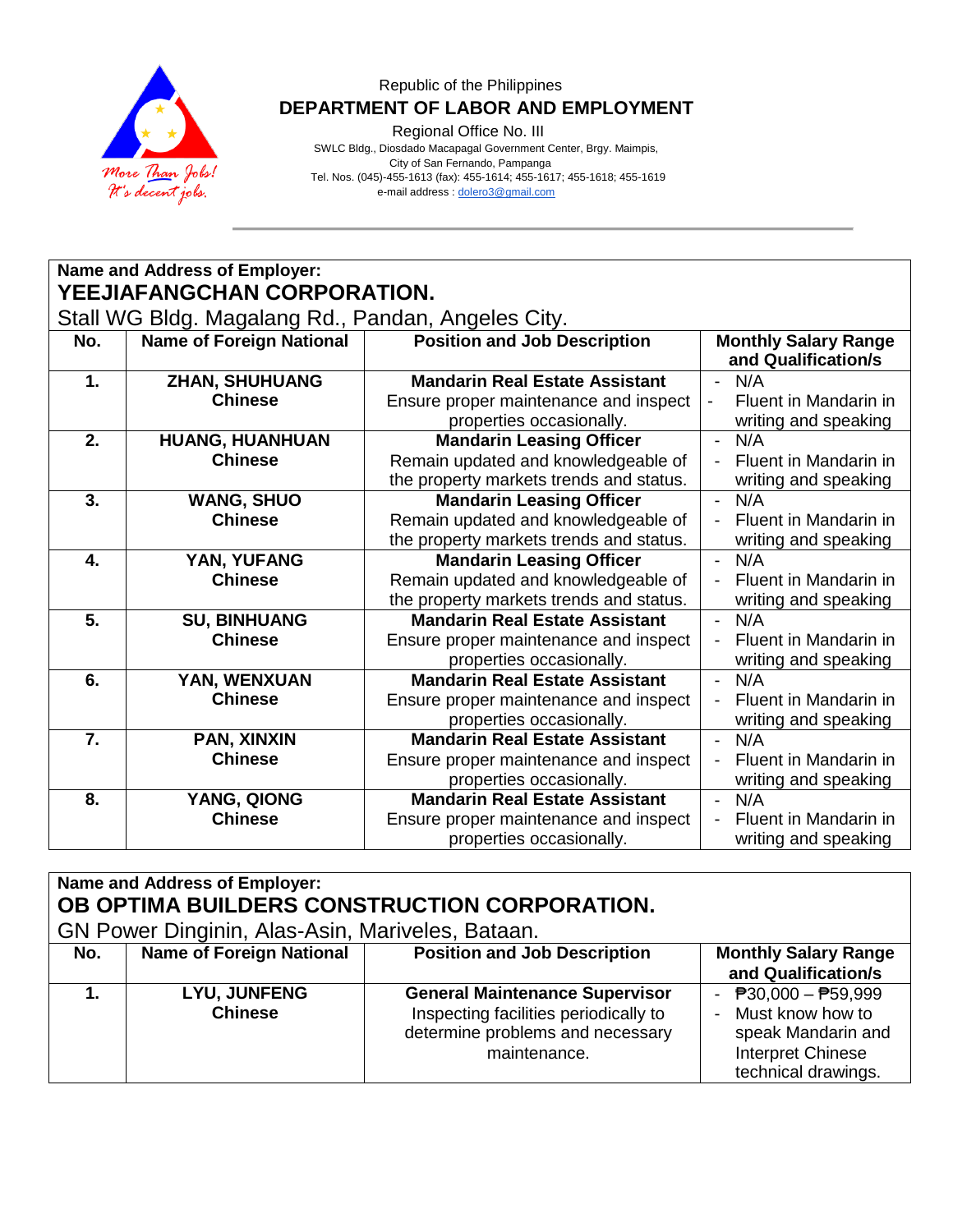Republic of the Philippines
**DEPARTMENT OF LABOR AND EMPLOYMENT**
Regional Office No. III
SWLC Bldg., Diosdado Macapagal Government Center, Brgy. Maimpis,
City of San Fernando, Pampanga
Tel. Nos. (045)-455-1613 (fax): 455-1614; 455-1617; 455-1618; 455-1619
e-mail address : dolero3@gmail.com

**Name and Address of Employer:**
**YEEJIAFANGCHAN CORPORATION.**
Stall WG Bldg. Magalang Rd., Pandan, Angeles City.

| No. | Name of Foreign National | Position and Job Description | Monthly Salary Range and Qualification/s |
|---|---|---|---|
| **1.** | **ZHAN, SHUHUANG** **Chinese** | **Mandarin Real Estate Assistant** Ensure proper maintenance and inspect properties occasionally. | - N/A - Fluent in Mandarin in writing and speaking |
| **2.** | **HUANG, HUANHUAN** **Chinese** | **Mandarin Leasing Officer** Remain updated and knowledgeable of the property markets trends and status. | - N/A - Fluent in Mandarin in writing and speaking |
| **3.** | **WANG, SHUO** **Chinese** | **Mandarin Leasing Officer** Remain updated and knowledgeable of the property markets trends and status. | - N/A - Fluent in Mandarin in writing and speaking |
| **4.** | **YAN, YUFANG** **Chinese** | **Mandarin Leasing Officer** Remain updated and knowledgeable of the property markets trends and status. | - N/A - Fluent in Mandarin in writing and speaking |
| **5.** | **SU, BINHUANG** **Chinese** | **Mandarin Real Estate Assistant** Ensure proper maintenance and inspect properties occasionally. | - N/A - Fluent in Mandarin in writing and speaking |
| **6.** | **YAN, WENXUAN** **Chinese** | **Mandarin Real Estate Assistant** Ensure proper maintenance and inspect properties occasionally. | - N/A - Fluent in Mandarin in writing and speaking |
| **7.** | **PAN, XINXIN** **Chinese** | **Mandarin Real Estate Assistant** Ensure proper maintenance and inspect properties occasionally. | - N/A - Fluent in Mandarin in writing and speaking |
| **8.** | **YANG, QIONG** **Chinese** | **Mandarin Real Estate Assistant** Ensure proper maintenance and inspect properties occasionally. | - N/A - Fluent in Mandarin in writing and speaking |

**Name and Address of Employer:**
**OB OPTIMA BUILDERS CONSTRUCTION CORPORATION.**
GN Power Dinginin, Alas-Asin, Mariveles, Bataan.

| No. | Name of Foreign National | Position and Job Description | Monthly Salary Range and Qualification/s |
|---|---|---|---|
| **1.** | **LYU, JUNFENG** **Chinese** | **General Maintenance Supervisor** Inspecting facilities periodically to determine problems and necessary maintenance. | - ₱30,000 – ₱59,999 - Must know how to speak Mandarin and Interpret Chinese technical drawings. |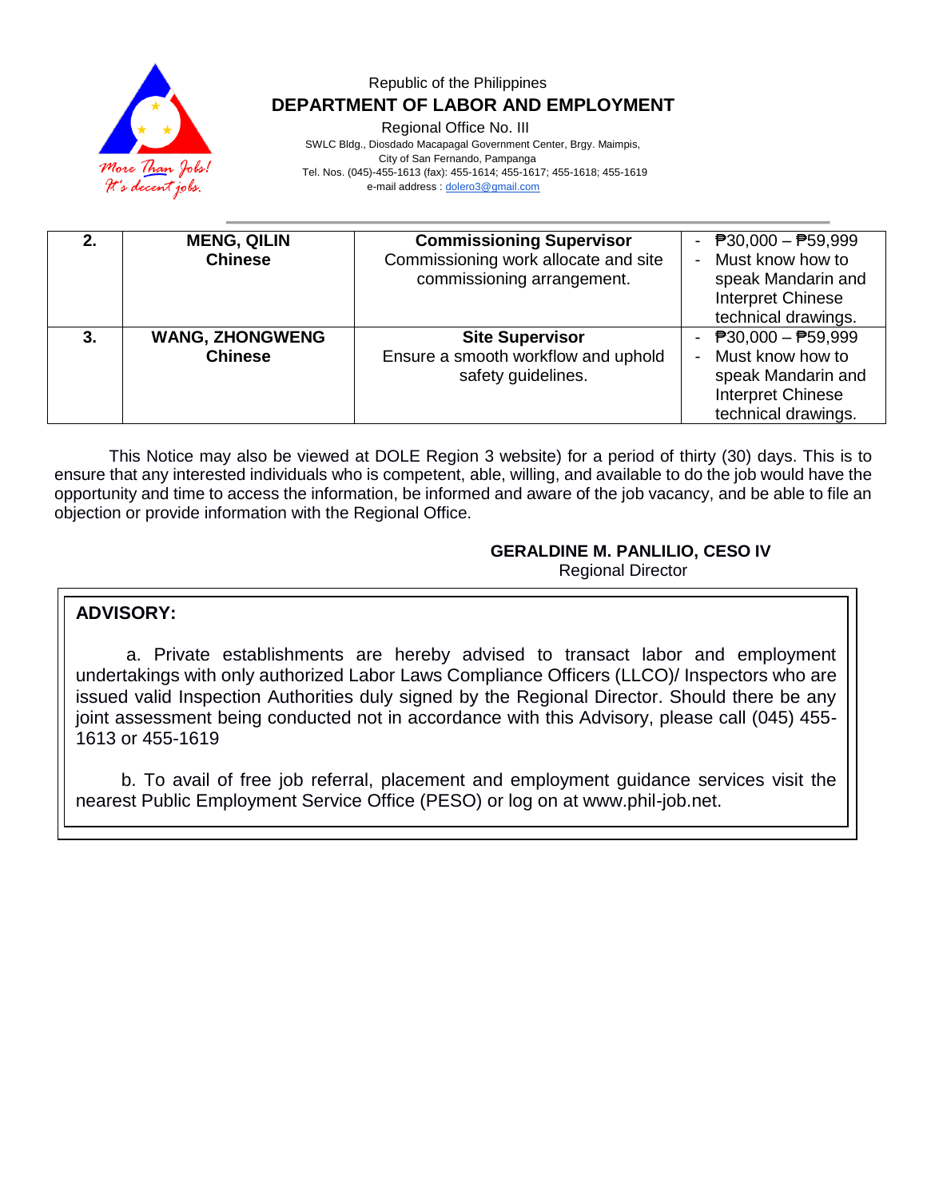Republic of the Philippines
**DEPARTMENT OF LABOR AND EMPLOYMENT**
Regional Office No. III
SWLC Bldg., Diosdado Macapagal Government Center, Brgy. Maimpis,
City of San Fernando, Pampanga
Tel. Nos. (045)-455-1613 (fax): 455-1614; 455-1617; 455-1618; 455-1619
e-mail address : dolero3@gmail.com

| | | | |
|---|---|---|---|
| **2.** | **MENG, QILIN**<br>**Chinese** | **Commissioning Supervisor**<br>Commissioning work allocate and site commissioning arrangement. | - ₱30,000 – ₱59,999<br>- Must know how to speak Mandarin and Interpret Chinese technical drawings. |
| **3.** | **WANG, ZHONGWENG**<br>**Chinese** | **Site Supervisor**<br>Ensure a smooth workflow and uphold safety guidelines. | - ₱30,000 – ₱59,999<br>- Must know how to speak Mandarin and Interpret Chinese technical drawings. |

This Notice may also be viewed at DOLE Region 3 website) for a period of thirty (30) days. This is to ensure that any interested individuals who is competent, able, willing, and available to do the job would have the opportunity and time to access the information, be informed and aware of the job vacancy, and be able to file an objection or provide information with the Regional Office.

**GERALDINE M. PANLILIO, CESO IV**
Regional Director

**ADVISORY:**

a. Private establishments are hereby advised to transact labor and employment undertakings with only authorized Labor Laws Compliance Officers (LLCO)/ Inspectors who are issued valid Inspection Authorities duly signed by the Regional Director. Should there be any joint assessment being conducted not in accordance with this Advisory, please call (045) 455-1613 or 455-1619

b. To avail of free job referral, placement and employment guidance services visit the nearest Public Employment Service Office (PESO) or log on at www.phil-job.net.